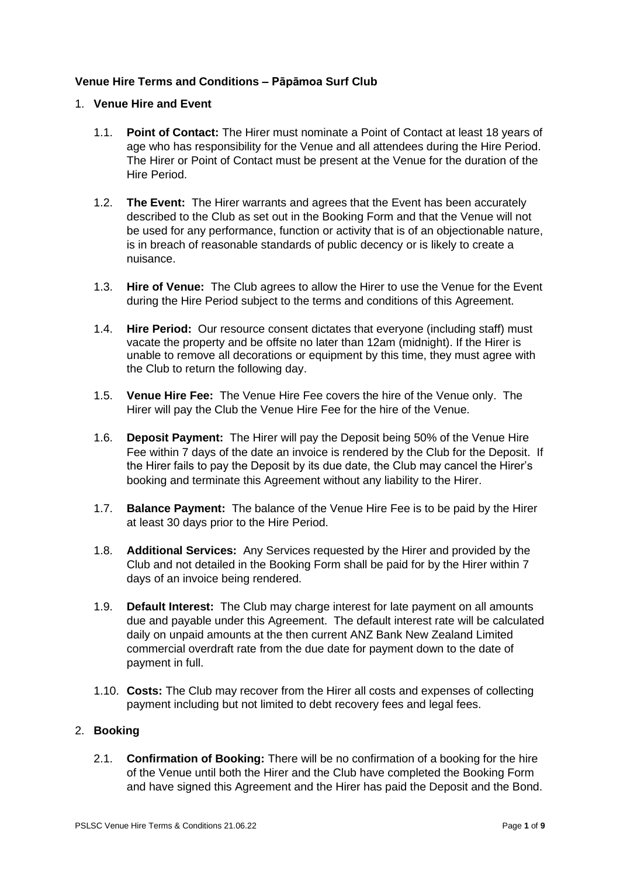**Venue Hire Terms and Conditions – Pāpāmoa Surf Club**

1. **Venue Hire and Event**

   1.1. **Point of Contact:** The Hirer must nominate a Point of Contact at least 18 years of age who has responsibility for the Venue and all attendees during the Hire Period. The Hirer or Point of Contact must be present at the Venue for the duration of the Hire Period.

   1.2. **The Event:** The Hirer warrants and agrees that the Event has been accurately described to the Club as set out in the Booking Form and that the Venue will not be used for any performance, function or activity that is of an objectionable nature, is in breach of reasonable standards of public decency or is likely to create a nuisance.

   1.3. **Hire of Venue:** The Club agrees to allow the Hirer to use the Venue for the Event during the Hire Period subject to the terms and conditions of this Agreement.

   1.4. **Hire Period:** Our resource consent dictates that everyone (including staff) must vacate the property and be offsite no later than 12am (midnight). If the Hirer is unable to remove all decorations or equipment by this time, they must agree with the Club to return the following day.

   1.5. **Venue Hire Fee:** The Venue Hire Fee covers the hire of the Venue only. The Hirer will pay the Club the Venue Hire Fee for the hire of the Venue.

   1.6. **Deposit Payment:** The Hirer will pay the Deposit being 50% of the Venue Hire Fee within 7 days of the date an invoice is rendered by the Club for the Deposit. If the Hirer fails to pay the Deposit by its due date, the Club may cancel the Hirer's booking and terminate this Agreement without any liability to the Hirer.

   1.7. **Balance Payment:** The balance of the Venue Hire Fee is to be paid by the Hirer at least 30 days prior to the Hire Period.

   1.8. **Additional Services:** Any Services requested by the Hirer and provided by the Club and not detailed in the Booking Form shall be paid for by the Hirer within 7 days of an invoice being rendered.

   1.9. **Default Interest:** The Club may charge interest for late payment on all amounts due and payable under this Agreement. The default interest rate will be calculated daily on unpaid amounts at the then current ANZ Bank New Zealand Limited commercial overdraft rate from the due date for payment down to the date of payment in full.

   1.10. **Costs:** The Club may recover from the Hirer all costs and expenses of collecting payment including but not limited to debt recovery fees and legal fees.

2. **Booking**

   2.1. **Confirmation of Booking:** There will be no confirmation of a booking for the hire of the Venue until both the Hirer and the Club have completed the Booking Form and have signed this Agreement and the Hirer has paid the Deposit and the Bond.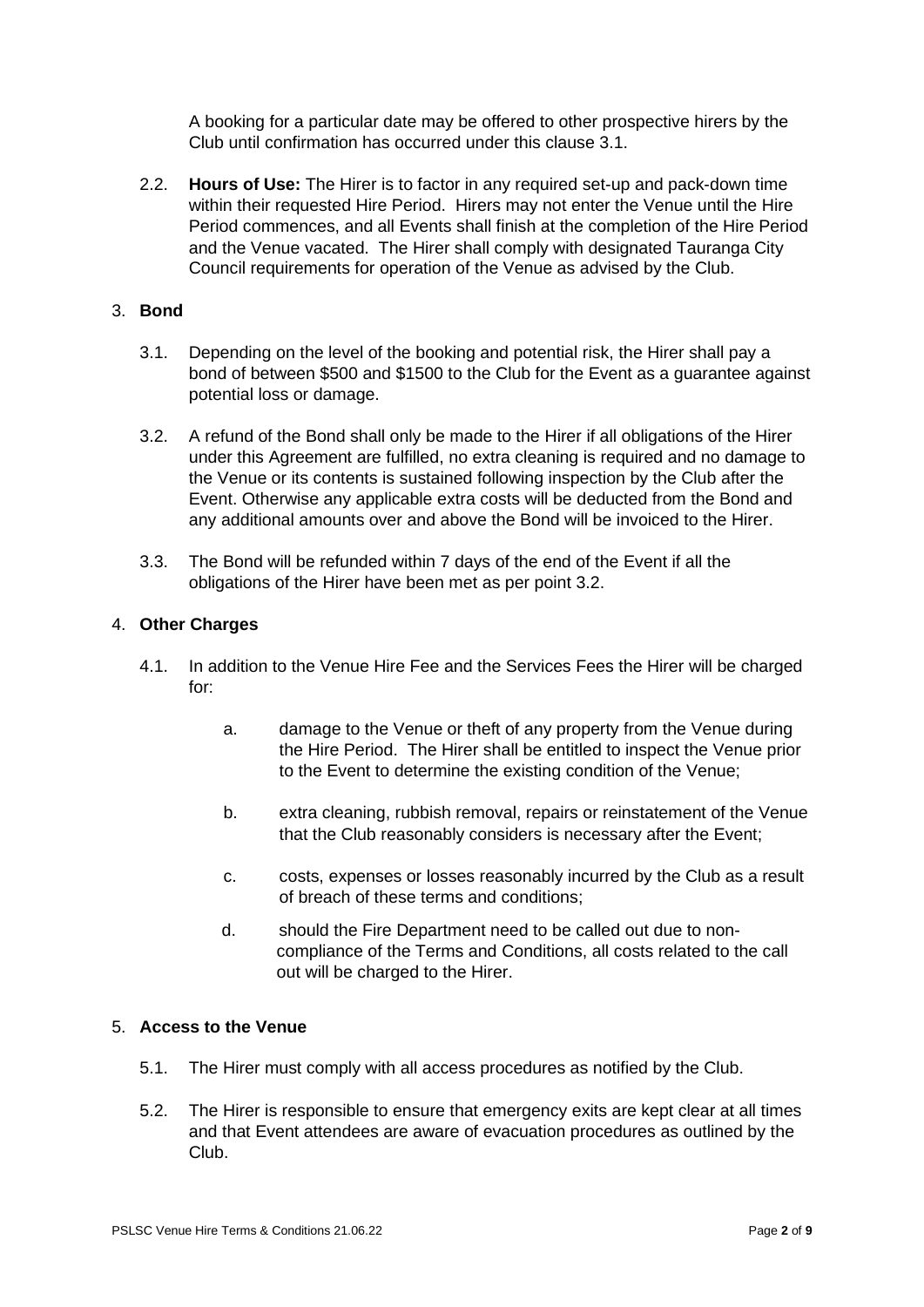A booking for a particular date may be offered to other prospective hirers by the Club until confirmation has occurred under this clause 3.1.

2.2. **Hours of Use:** The Hirer is to factor in any required set-up and pack-down time within their requested Hire Period. Hirers may not enter the Venue until the Hire Period commences, and all Events shall finish at the completion of the Hire Period and the Venue vacated. The Hirer shall comply with designated Tauranga City Council requirements for operation of the Venue as advised by the Club.

## 3. Bond

3.1. Depending on the level of the booking and potential risk, the Hirer shall pay a bond of between $500 and $1500 to the Club for the Event as a guarantee against potential loss or damage.

3.2. A refund of the Bond shall only be made to the Hirer if all obligations of the Hirer under this Agreement are fulfilled, no extra cleaning is required and no damage to the Venue or its contents is sustained following inspection by the Club after the Event. Otherwise any applicable extra costs will be deducted from the Bond and any additional amounts over and above the Bond will be invoiced to the Hirer.

3.3. The Bond will be refunded within 7 days of the end of the Event if all the obligations of the Hirer have been met as per point 3.2.

## 4. Other Charges

4.1. In addition to the Venue Hire Fee and the Services Fees the Hirer will be charged for:

a. damage to the Venue or theft of any property from the Venue during the Hire Period. The Hirer shall be entitled to inspect the Venue prior to the Event to determine the existing condition of the Venue;

b. extra cleaning, rubbish removal, repairs or reinstatement of the Venue that the Club reasonably considers is necessary after the Event;

c. costs, expenses or losses reasonably incurred by the Club as a result of breach of these terms and conditions;

d. should the Fire Department need to be called out due to non-compliance of the Terms and Conditions, all costs related to the call out will be charged to the Hirer.

## 5. Access to the Venue

5.1. The Hirer must comply with all access procedures as notified by the Club.

5.2. The Hirer is responsible to ensure that emergency exits are kept clear at all times and that Event attendees are aware of evacuation procedures as outlined by the Club.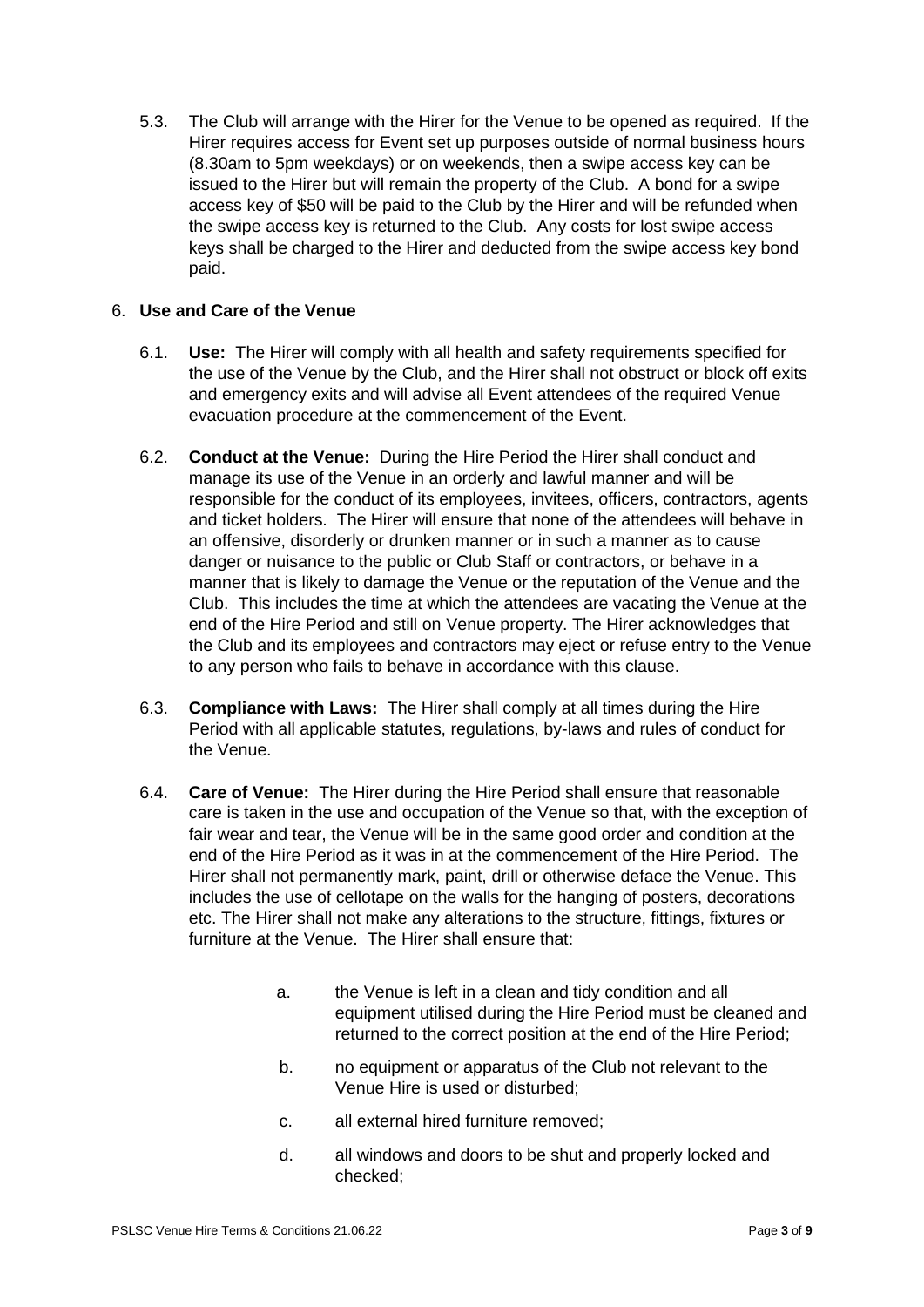5.3. The Club will arrange with the Hirer for the Venue to be opened as required. If the Hirer requires access for Event set up purposes outside of normal business hours (8.30am to 5pm weekdays) or on weekends, then a swipe access key can be issued to the Hirer but will remain the property of the Club. A bond for a swipe access key of $50 will be paid to the Club by the Hirer and will be refunded when the swipe access key is returned to the Club. Any costs for lost swipe access keys shall be charged to the Hirer and deducted from the swipe access key bond paid.

6. **Use and Care of the Venue**

6.1. **Use:** The Hirer will comply with all health and safety requirements specified for the use of the Venue by the Club, and the Hirer shall not obstruct or block off exits and emergency exits and will advise all Event attendees of the required Venue evacuation procedure at the commencement of the Event.

6.2. **Conduct at the Venue:** During the Hire Period the Hirer shall conduct and manage its use of the Venue in an orderly and lawful manner and will be responsible for the conduct of its employees, invitees, officers, contractors, agents and ticket holders. The Hirer will ensure that none of the attendees will behave in an offensive, disorderly or drunken manner or in such a manner as to cause danger or nuisance to the public or Club Staff or contractors, or behave in a manner that is likely to damage the Venue or the reputation of the Venue and the Club. This includes the time at which the attendees are vacating the Venue at the end of the Hire Period and still on Venue property. The Hirer acknowledges that the Club and its employees and contractors may eject or refuse entry to the Venue to any person who fails to behave in accordance with this clause.

6.3. **Compliance with Laws:** The Hirer shall comply at all times during the Hire Period with all applicable statutes, regulations, by-laws and rules of conduct for the Venue.

6.4. **Care of Venue:** The Hirer during the Hire Period shall ensure that reasonable care is taken in the use and occupation of the Venue so that, with the exception of fair wear and tear, the Venue will be in the same good order and condition at the end of the Hire Period as it was in at the commencement of the Hire Period. The Hirer shall not permanently mark, paint, drill or otherwise deface the Venue. This includes the use of cellotape on the walls for the hanging of posters, decorations etc. The Hirer shall not make any alterations to the structure, fittings, fixtures or furniture at the Venue. The Hirer shall ensure that:

a. the Venue is left in a clean and tidy condition and all equipment utilised during the Hire Period must be cleaned and returned to the correct position at the end of the Hire Period;

b. no equipment or apparatus of the Club not relevant to the Venue Hire is used or disturbed;

c. all external hired furniture removed;

d. all windows and doors to be shut and properly locked and checked;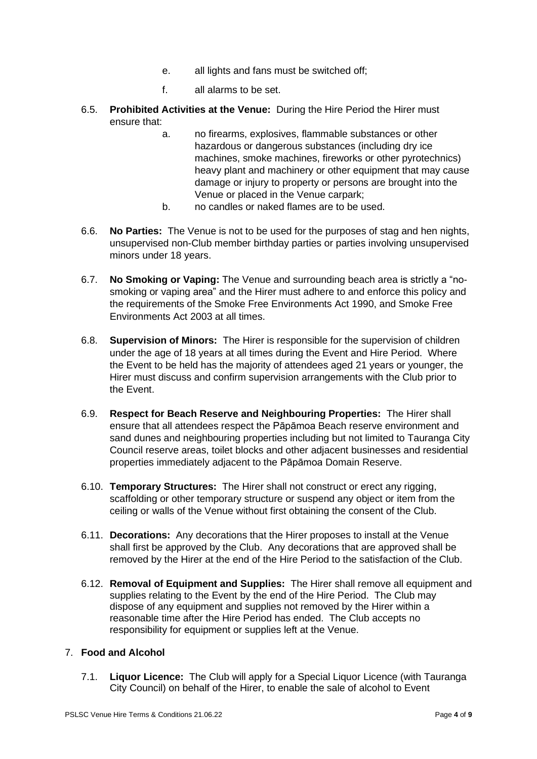e. all lights and fans must be switched off;

f. all alarms to be set.

6.5. **Prohibited Activities at the Venue:** During the Hire Period the Hirer must ensure that:

a. no firearms, explosives, flammable substances or other hazardous or dangerous substances (including dry ice machines, smoke machines, fireworks or other pyrotechnics) heavy plant and machinery or other equipment that may cause damage or injury to property or persons are brought into the Venue or placed in the Venue carpark;

b. no candles or naked flames are to be used.

6.6. **No Parties:** The Venue is not to be used for the purposes of stag and hen nights, unsupervised non-Club member birthday parties or parties involving unsupervised minors under 18 years.

6.7. **No Smoking or Vaping:** The Venue and surrounding beach area is strictly a "no-smoking or vaping area" and the Hirer must adhere to and enforce this policy and the requirements of the Smoke Free Environments Act 1990, and Smoke Free Environments Act 2003 at all times.

6.8. **Supervision of Minors:** The Hirer is responsible for the supervision of children under the age of 18 years at all times during the Event and Hire Period. Where the Event to be held has the majority of attendees aged 21 years or younger, the Hirer must discuss and confirm supervision arrangements with the Club prior to the Event.

6.9. **Respect for Beach Reserve and Neighbouring Properties:** The Hirer shall ensure that all attendees respect the Pāpāmoa Beach reserve environment and sand dunes and neighbouring properties including but not limited to Tauranga City Council reserve areas, toilet blocks and other adjacent businesses and residential properties immediately adjacent to the Pāpāmoa Domain Reserve.

6.10. **Temporary Structures:** The Hirer shall not construct or erect any rigging, scaffolding or other temporary structure or suspend any object or item from the ceiling or walls of the Venue without first obtaining the consent of the Club.

6.11. **Decorations:** Any decorations that the Hirer proposes to install at the Venue shall first be approved by the Club. Any decorations that are approved shall be removed by the Hirer at the end of the Hire Period to the satisfaction of the Club.

6.12. **Removal of Equipment and Supplies:** The Hirer shall remove all equipment and supplies relating to the Event by the end of the Hire Period. The Club may dispose of any equipment and supplies not removed by the Hirer within a reasonable time after the Hire Period has ended. The Club accepts no responsibility for equipment or supplies left at the Venue.

## 7. **Food and Alcohol**

7.1. **Liquor Licence:** The Club will apply for a Special Liquor Licence (with Tauranga City Council) on behalf of the Hirer, to enable the sale of alcohol to Event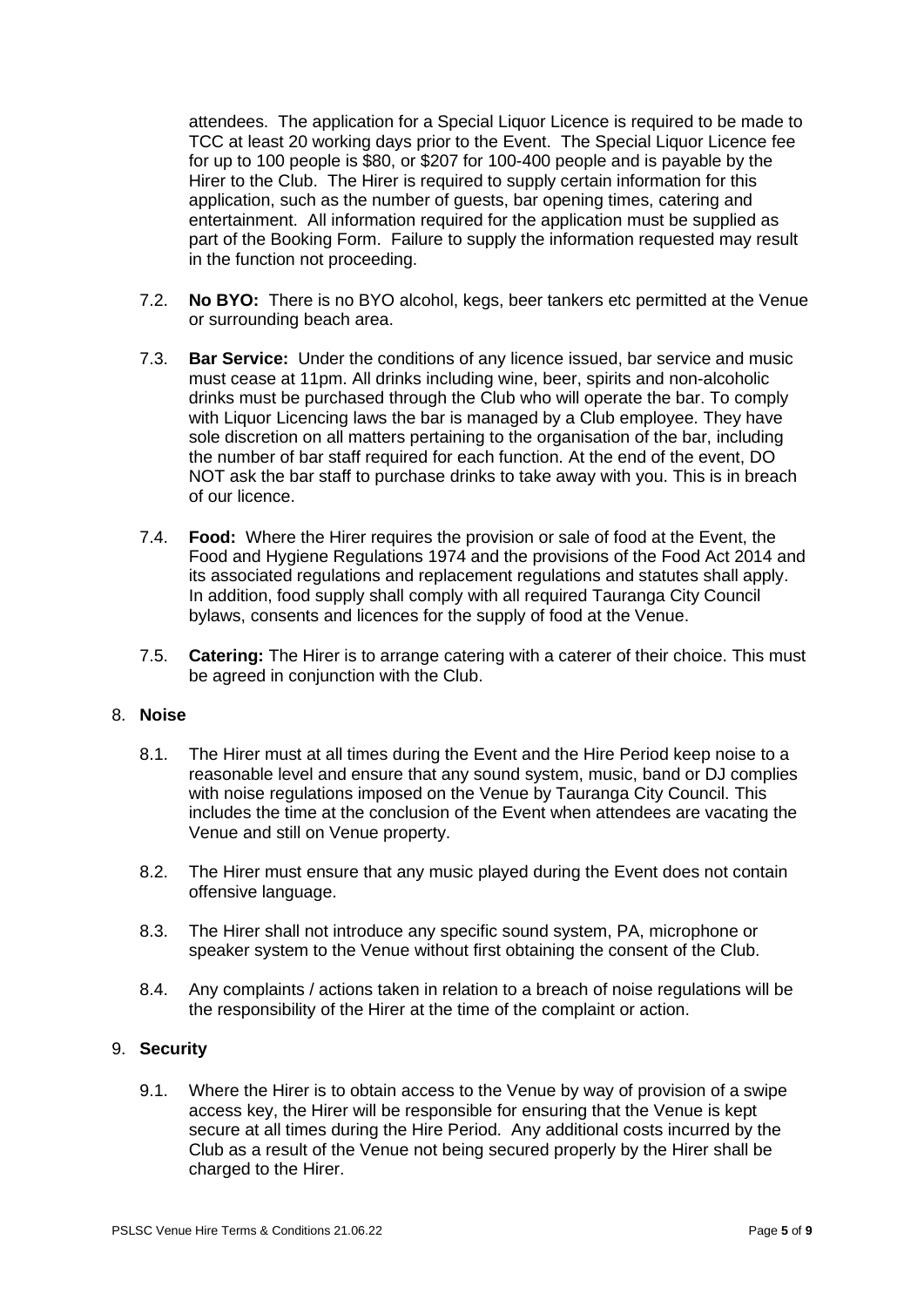attendees. The application for a Special Liquor Licence is required to be made to TCC at least 20 working days prior to the Event. The Special Liquor Licence fee for up to 100 people is $80, or $207 for 100-400 people and is payable by the Hirer to the Club. The Hirer is required to supply certain information for this application, such as the number of guests, bar opening times, catering and entertainment. All information required for the application must be supplied as part of the Booking Form. Failure to supply the information requested may result in the function not proceeding.

7.2. **No BYO:** There is no BYO alcohol, kegs, beer tankers etc permitted at the Venue or surrounding beach area.

7.3. **Bar Service:** Under the conditions of any licence issued, bar service and music must cease at 11pm. All drinks including wine, beer, spirits and non-alcoholic drinks must be purchased through the Club who will operate the bar. To comply with Liquor Licencing laws the bar is managed by a Club employee. They have sole discretion on all matters pertaining to the organisation of the bar, including the number of bar staff required for each function. At the end of the event, DO NOT ask the bar staff to purchase drinks to take away with you. This is in breach of our licence.

7.4. **Food:** Where the Hirer requires the provision or sale of food at the Event, the Food and Hygiene Regulations 1974 and the provisions of the Food Act 2014 and its associated regulations and replacement regulations and statutes shall apply. In addition, food supply shall comply with all required Tauranga City Council bylaws, consents and licences for the supply of food at the Venue.

7.5. **Catering:** The Hirer is to arrange catering with a caterer of their choice. This must be agreed in conjunction with the Club.

## 8. **Noise**

8.1. The Hirer must at all times during the Event and the Hire Period keep noise to a reasonable level and ensure that any sound system, music, band or DJ complies with noise regulations imposed on the Venue by Tauranga City Council. This includes the time at the conclusion of the Event when attendees are vacating the Venue and still on Venue property.

8.2. The Hirer must ensure that any music played during the Event does not contain offensive language.

8.3. The Hirer shall not introduce any specific sound system, PA, microphone or speaker system to the Venue without first obtaining the consent of the Club.

8.4. Any complaints / actions taken in relation to a breach of noise regulations will be the responsibility of the Hirer at the time of the complaint or action.

## 9. **Security**

9.1. Where the Hirer is to obtain access to the Venue by way of provision of a swipe access key, the Hirer will be responsible for ensuring that the Venue is kept secure at all times during the Hire Period. Any additional costs incurred by the Club as a result of the Venue not being secured properly by the Hirer shall be charged to the Hirer.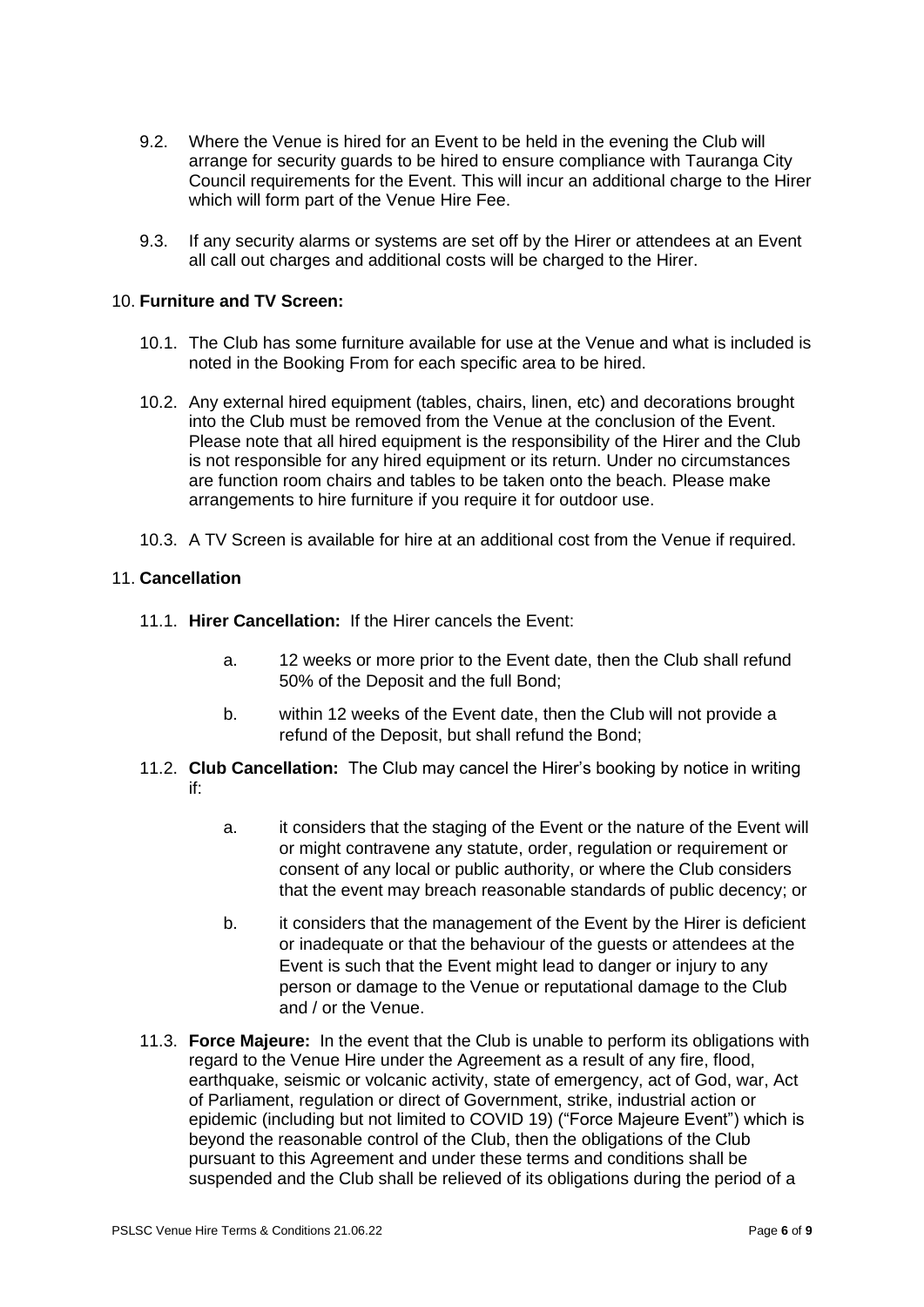9.2. Where the Venue is hired for an Event to be held in the evening the Club will arrange for security guards to be hired to ensure compliance with Tauranga City Council requirements for the Event. This will incur an additional charge to the Hirer which will form part of the Venue Hire Fee.

9.3. If any security alarms or systems are set off by the Hirer or attendees at an Event all call out charges and additional costs will be charged to the Hirer.

## 10. **Furniture and TV Screen:**

10.1. The Club has some furniture available for use at the Venue and what is included is noted in the Booking From for each specific area to be hired.

10.2. Any external hired equipment (tables, chairs, linen, etc) and decorations brought into the Club must be removed from the Venue at the conclusion of the Event. Please note that all hired equipment is the responsibility of the Hirer and the Club is not responsible for any hired equipment or its return. Under no circumstances are function room chairs and tables to be taken onto the beach. Please make arrangements to hire furniture if you require it for outdoor use.

10.3. A TV Screen is available for hire at an additional cost from the Venue if required.

## 11. **Cancellation**

11.1. **Hirer Cancellation:** If the Hirer cancels the Event:

a. 12 weeks or more prior to the Event date, then the Club shall refund 50% of the Deposit and the full Bond;

b. within 12 weeks of the Event date, then the Club will not provide a refund of the Deposit, but shall refund the Bond;

11.2. **Club Cancellation:** The Club may cancel the Hirer's booking by notice in writing if:

a. it considers that the staging of the Event or the nature of the Event will or might contravene any statute, order, regulation or requirement or consent of any local or public authority, or where the Club considers that the event may breach reasonable standards of public decency; or

b. it considers that the management of the Event by the Hirer is deficient or inadequate or that the behaviour of the guests or attendees at the Event is such that the Event might lead to danger or injury to any person or damage to the Venue or reputational damage to the Club and / or the Venue.

11.3. **Force Majeure:** In the event that the Club is unable to perform its obligations with regard to the Venue Hire under the Agreement as a result of any fire, flood, earthquake, seismic or volcanic activity, state of emergency, act of God, war, Act of Parliament, regulation or direct of Government, strike, industrial action or epidemic (including but not limited to COVID 19) ("Force Majeure Event") which is beyond the reasonable control of the Club, then the obligations of the Club pursuant to this Agreement and under these terms and conditions shall be suspended and the Club shall be relieved of its obligations during the period of a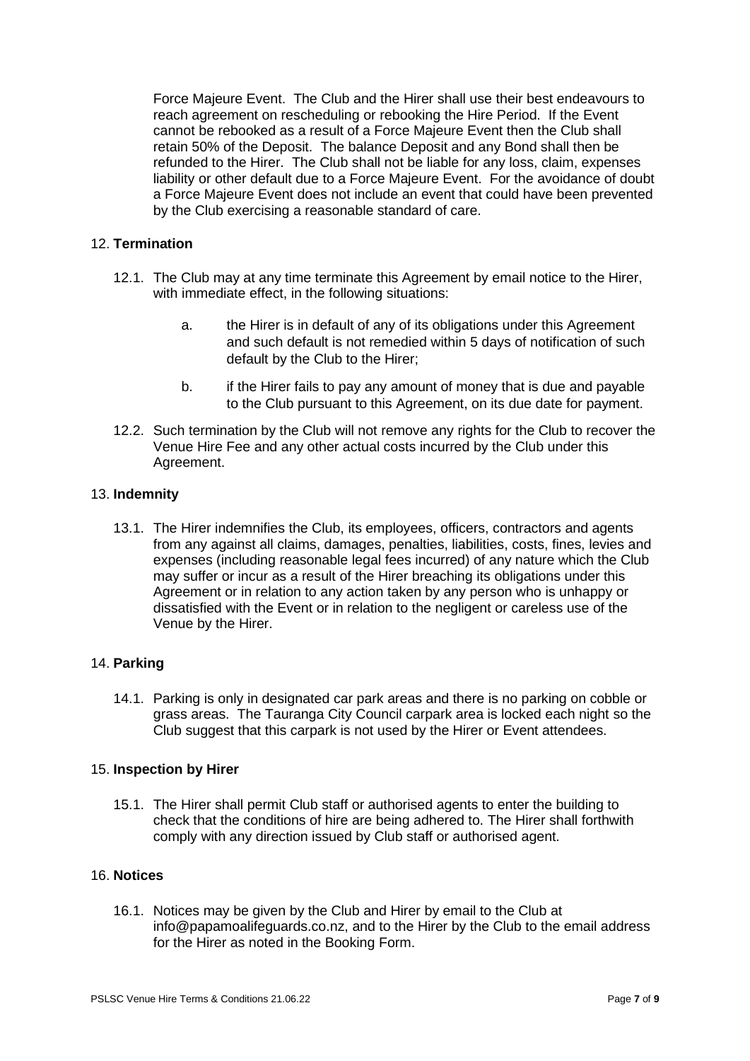Force Majeure Event. The Club and the Hirer shall use their best endeavours to reach agreement on rescheduling or rebooking the Hire Period. If the Event cannot be rebooked as a result of a Force Majeure Event then the Club shall retain 50% of the Deposit. The balance Deposit and any Bond shall then be refunded to the Hirer. The Club shall not be liable for any loss, claim, expenses liability or other default due to a Force Majeure Event. For the avoidance of doubt a Force Majeure Event does not include an event that could have been prevented by the Club exercising a reasonable standard of care.

12. **Termination**

12.1. The Club may at any time terminate this Agreement by email notice to the Hirer, with immediate effect, in the following situations:

a. the Hirer is in default of any of its obligations under this Agreement and such default is not remedied within 5 days of notification of such default by the Club to the Hirer;

b. if the Hirer fails to pay any amount of money that is due and payable to the Club pursuant to this Agreement, on its due date for payment.

12.2. Such termination by the Club will not remove any rights for the Club to recover the Venue Hire Fee and any other actual costs incurred by the Club under this Agreement.

13. **Indemnity**

13.1. The Hirer indemnifies the Club, its employees, officers, contractors and agents from any against all claims, damages, penalties, liabilities, costs, fines, levies and expenses (including reasonable legal fees incurred) of any nature which the Club may suffer or incur as a result of the Hirer breaching its obligations under this Agreement or in relation to any action taken by any person who is unhappy or dissatisfied with the Event or in relation to the negligent or careless use of the Venue by the Hirer.

14. **Parking**

14.1. Parking is only in designated car park areas and there is no parking on cobble or grass areas. The Tauranga City Council carpark area is locked each night so the Club suggest that this carpark is not used by the Hirer or Event attendees.

15. **Inspection by Hirer**

15.1. The Hirer shall permit Club staff or authorised agents to enter the building to check that the conditions of hire are being adhered to. The Hirer shall forthwith comply with any direction issued by Club staff or authorised agent.

16. **Notices**

16.1. Notices may be given by the Club and Hirer by email to the Club at info@papamoalifeguards.co.nz, and to the Hirer by the Club to the email address for the Hirer as noted in the Booking Form.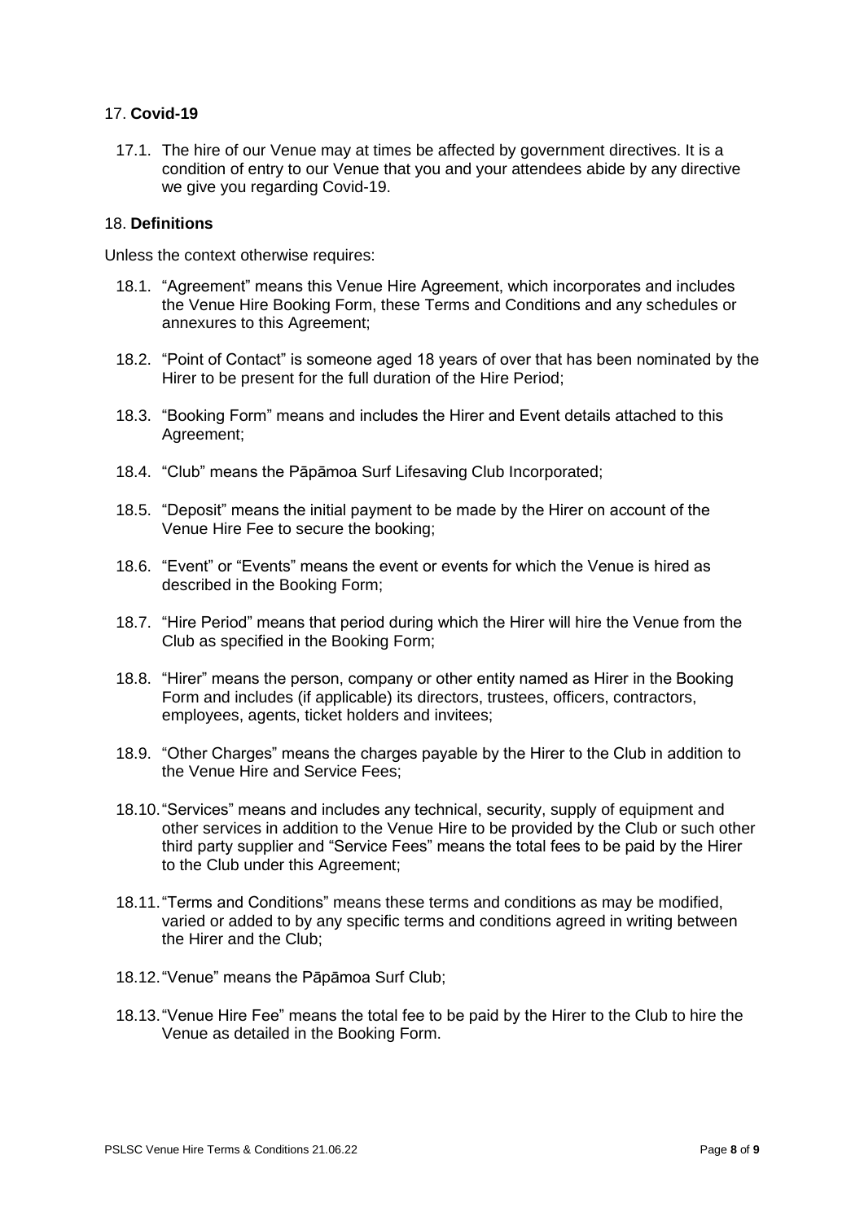## 17. **Covid-19**

17.1. The hire of our Venue may at times be affected by government directives. It is a condition of entry to our Venue that you and your attendees abide by any directive we give you regarding Covid-19.

## 18. **Definitions**

Unless the context otherwise requires:

18.1. "Agreement" means this Venue Hire Agreement, which incorporates and includes the Venue Hire Booking Form, these Terms and Conditions and any schedules or annexures to this Agreement;

18.2. "Point of Contact" is someone aged 18 years of over that has been nominated by the Hirer to be present for the full duration of the Hire Period;

18.3. "Booking Form" means and includes the Hirer and Event details attached to this Agreement;

18.4. "Club" means the Pāpāmoa Surf Lifesaving Club Incorporated;

18.5. "Deposit" means the initial payment to be made by the Hirer on account of the Venue Hire Fee to secure the booking;

18.6. "Event" or "Events" means the event or events for which the Venue is hired as described in the Booking Form;

18.7. "Hire Period" means that period during which the Hirer will hire the Venue from the Club as specified in the Booking Form;

18.8. "Hirer" means the person, company or other entity named as Hirer in the Booking Form and includes (if applicable) its directors, trustees, officers, contractors, employees, agents, ticket holders and invitees;

18.9. "Other Charges" means the charges payable by the Hirer to the Club in addition to the Venue Hire and Service Fees;

18.10. "Services" means and includes any technical, security, supply of equipment and other services in addition to the Venue Hire to be provided by the Club or such other third party supplier and "Service Fees" means the total fees to be paid by the Hirer to the Club under this Agreement;

18.11. "Terms and Conditions" means these terms and conditions as may be modified, varied or added to by any specific terms and conditions agreed in writing between the Hirer and the Club;

18.12. "Venue" means the Pāpāmoa Surf Club;

18.13. "Venue Hire Fee" means the total fee to be paid by the Hirer to the Club to hire the Venue as detailed in the Booking Form.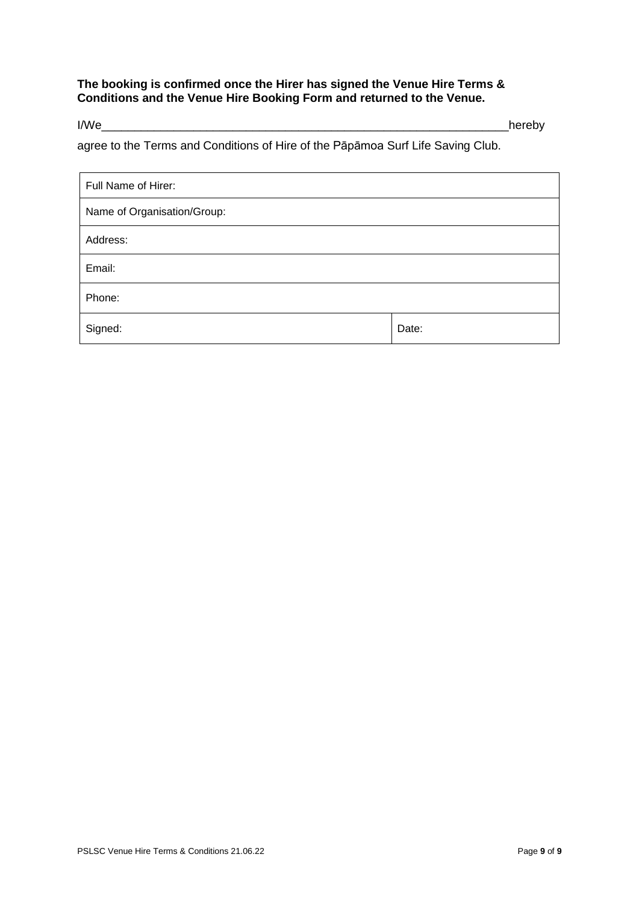**The booking is confirmed once the Hirer has signed the Venue Hire Terms & Conditions and the Venue Hire Booking Form and returned to the Venue.**

I/We_______________________________________________________________hereby

agree to the Terms and Conditions of Hire of the Pāpāmoa Surf Life Saving Club.

| | |
|---|---|
| Full Name of Hirer: | |
| Name of Organisation/Group: | |
| Address: | |
| Email: | |
| Phone: | |
| Signed: | Date: |